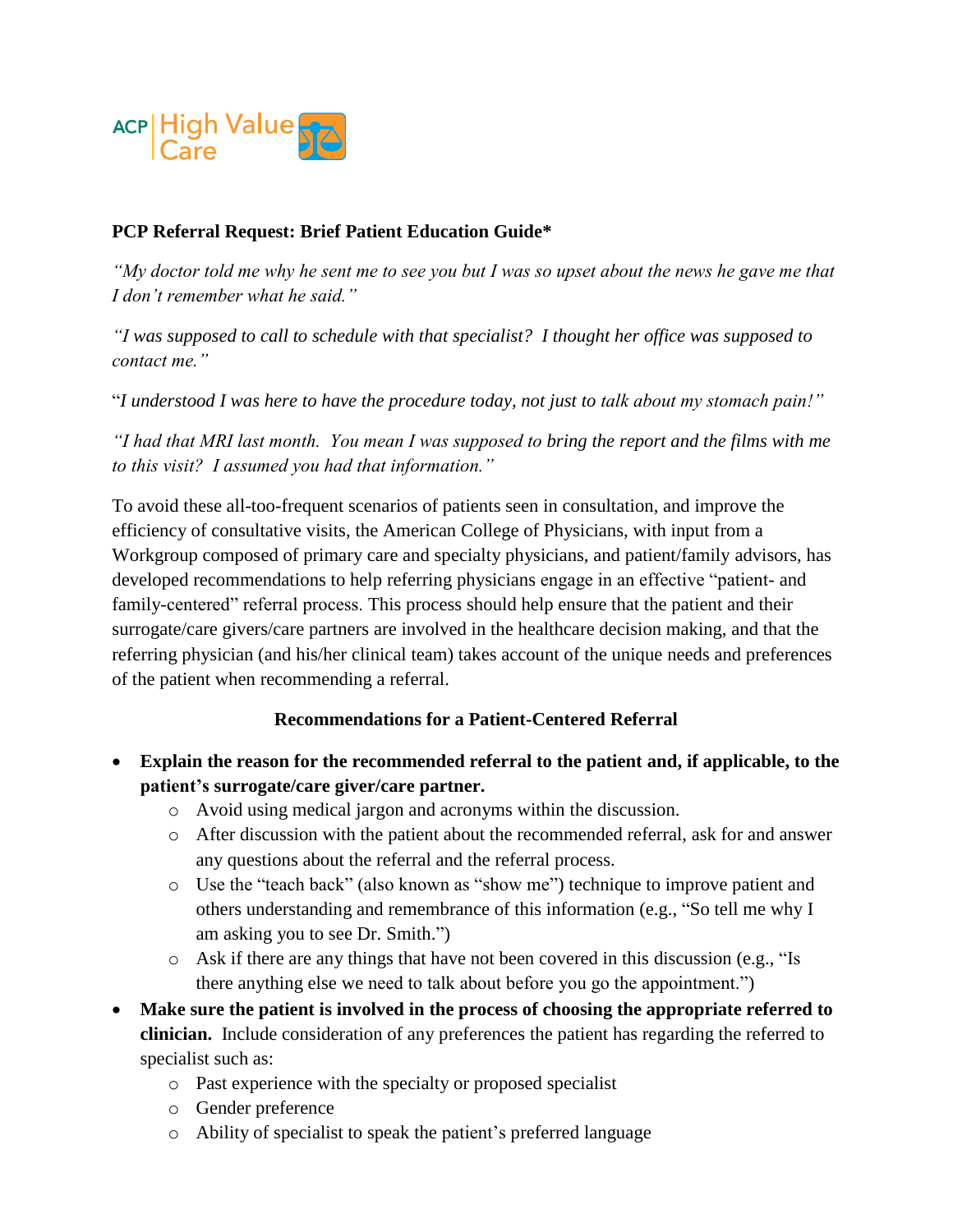ACP | High Value Care

**PCP Referral Request: Brief Patient Education Guide***

*"My doctor told me why he sent me to see you but I was so upset about the news he gave me that I don't remember what he said."*

*"I was supposed to call to schedule with that specialist? I thought her office was supposed to contact me."*

"*I understood I was here to have the procedure today, not just to talk about my stomach pain!"*

*"I had that MRI last month. You mean I was supposed to bring the report and the films with me to this visit? I assumed you had that information."*

To avoid these all-too-frequent scenarios of patients seen in consultation, and improve the efficiency of consultative visits, the American College of Physicians, with input from a Workgroup composed of primary care and specialty physicians, and patient/family advisors, has developed recommendations to help referring physicians engage in an effective "patient- and family-centered" referral process. This process should help ensure that the patient and their surrogate/care givers/care partners are involved in the healthcare decision making, and that the referring physician (and his/her clinical team) takes account of the unique needs and preferences of the patient when recommending a referral.

**Recommendations for a Patient-Centered Referral**

- **Explain the reason for the recommended referral to the patient and, if applicable, to the patient's surrogate/care giver/care partner.**
  - Avoid using medical jargon and acronyms within the discussion.
  - After discussion with the patient about the recommended referral, ask for and answer any questions about the referral and the referral process.
  - Use the "teach back" (also known as "show me") technique to improve patient and others understanding and remembrance of this information (e.g., "So tell me why I am asking you to see Dr. Smith.")
  - Ask if there are any things that have not been covered in this discussion (e.g., "Is there anything else we need to talk about before you go the appointment.")
- **Make sure the patient is involved in the process of choosing the appropriate referred to clinician.** Include consideration of any preferences the patient has regarding the referred to specialist such as:
  - Past experience with the specialty or proposed specialist
  - Gender preference
  - Ability of specialist to speak the patient's preferred language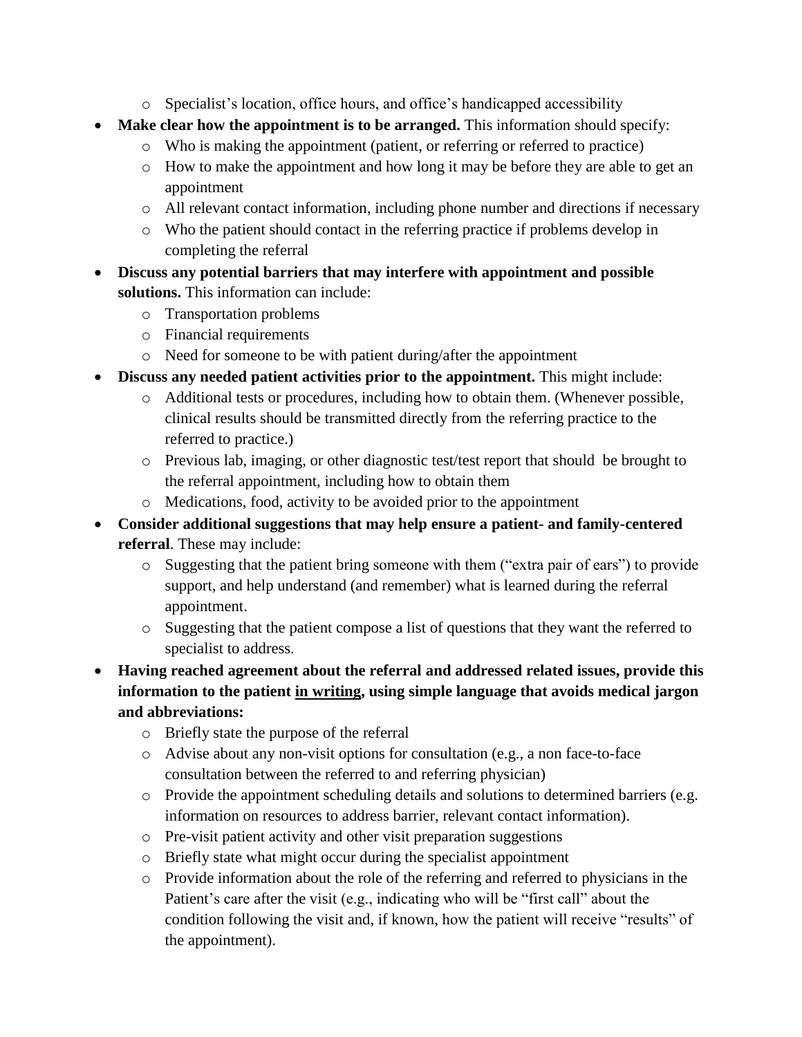- Specialist's location, office hours, and office's handicapped accessibility
- **Make clear how the appointment is to be arranged.** This information should specify:
  - Who is making the appointment (patient, or referring or referred to practice)
  - How to make the appointment and how long it may be before they are able to get an appointment
  - All relevant contact information, including phone number and directions if necessary
  - Who the patient should contact in the referring practice if problems develop in completing the referral
- **Discuss any potential barriers that may interfere with appointment and possible solutions.** This information can include:
  - Transportation problems
  - Financial requirements
  - Need for someone to be with patient during/after the appointment
- **Discuss any needed patient activities prior to the appointment.** This might include:
  - Additional tests or procedures, including how to obtain them. (Whenever possible, clinical results should be transmitted directly from the referring practice to the referred to practice.)
  - Previous lab, imaging, or other diagnostic test/test report that should be brought to the referral appointment, including how to obtain them
  - Medications, food, activity to be avoided prior to the appointment
- **Consider additional suggestions that may help ensure a patient- and family-centered referral**. These may include:
  - Suggesting that the patient bring someone with them ("extra pair of ears") to provide support, and help understand (and remember) what is learned during the referral appointment.
  - Suggesting that the patient compose a list of questions that they want the referred to specialist to address.
- **Having reached agreement about the referral and addressed related issues, provide this information to the patient <u>in writing</u>, using simple language that avoids medical jargon and abbreviations:**
  - Briefly state the purpose of the referral
  - Advise about any non-visit options for consultation (e.g., a non face-to-face consultation between the referred to and referring physician)
  - Provide the appointment scheduling details and solutions to determined barriers (e.g. information on resources to address barrier, relevant contact information).
  - Pre-visit patient activity and other visit preparation suggestions
  - Briefly state what might occur during the specialist appointment
  - Provide information about the role of the referring and referred to physicians in the Patient's care after the visit (e.g., indicating who will be "first call" about the condition following the visit and, if known, how the patient will receive "results" of the appointment).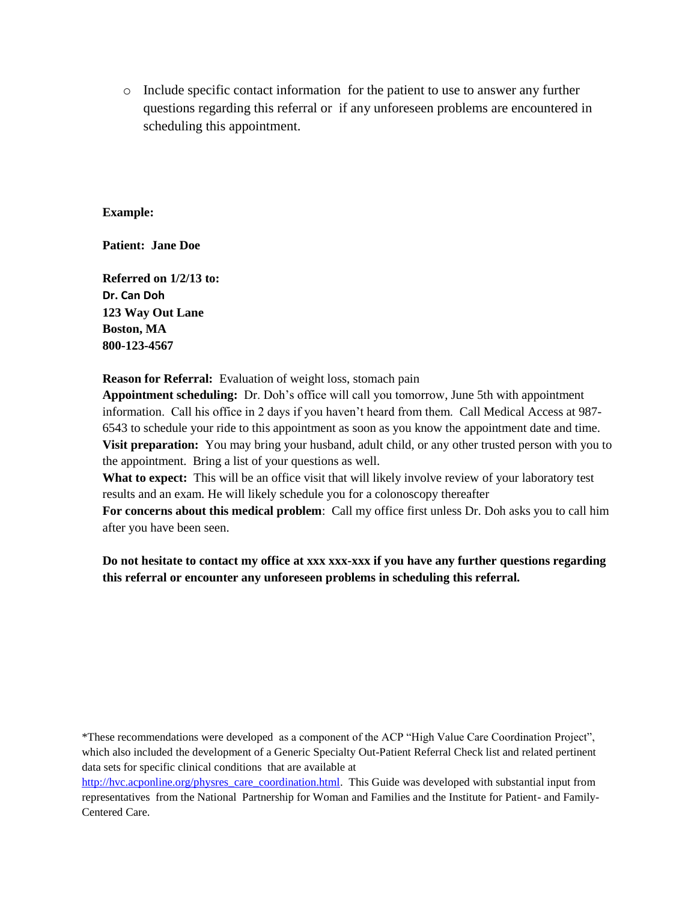- Include specific contact information for the patient to use to answer any further questions regarding this referral or if any unforeseen problems are encountered in scheduling this appointment.

**Example:**

**Patient: Jane Doe**

**Referred on 1/2/13 to:**
**Dr. Can Doh**
**123 Way Out Lane**
**Boston, MA**
**800-123-4567**

**Reason for Referral:** Evaluation of weight loss, stomach pain
**Appointment scheduling:** Dr. Doh's office will call you tomorrow, June 5th with appointment information. Call his office in 2 days if you haven't heard from them. Call Medical Access at 987-6543 to schedule your ride to this appointment as soon as you know the appointment date and time.
**Visit preparation:** You may bring your husband, adult child, or any other trusted person with you to the appointment. Bring a list of your questions as well.
**What to expect:** This will be an office visit that will likely involve review of your laboratory test results and an exam. He will likely schedule you for a colonoscopy thereafter
**For concerns about this medical problem**: Call my office first unless Dr. Doh asks you to call him after you have been seen.

**Do not hesitate to contact my office at xxx xxx-xxx if you have any further questions regarding this referral or encounter any unforeseen problems in scheduling this referral.**

*These recommendations were developed as a component of the ACP "High Value Care Coordination Project", which also included the development of a Generic Specialty Out-Patient Referral Check list and related pertinent data sets for specific clinical conditions that are available at http://hvc.acponline.org/physres_care_coordination.html. This Guide was developed with substantial input from representatives from the National Partnership for Woman and Families and the Institute for Patient- and Family-Centered Care.